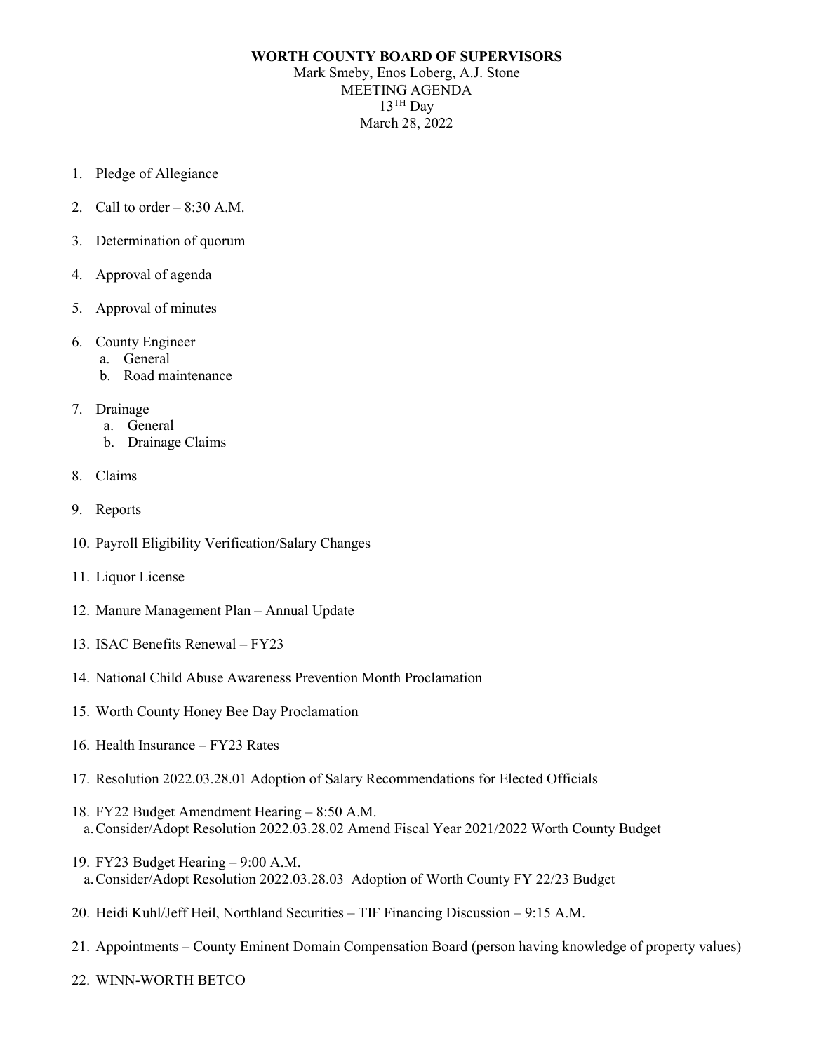**WORTH COUNTY BOARD OF SUPERVISORS**

Mark Smeby, Enos Loberg, A.J. Stone

MEETING AGENDA

13TH Day

March 28, 2022

1. Pledge of Allegiance
2. Call to order – 8:30 A.M.
3. Determination of quorum
4. Approval of agenda
5. Approval of minutes
6. County Engineer
   a. General
   b. Road maintenance
7. Drainage
   a. General
   b. Drainage Claims
8. Claims
9. Reports
10. Payroll Eligibility Verification/Salary Changes
11. Liquor License
12. Manure Management Plan – Annual Update
13. ISAC Benefits Renewal – FY23
14. National Child Abuse Awareness Prevention Month Proclamation
15. Worth County Honey Bee Day Proclamation
16. Health Insurance – FY23 Rates
17. Resolution 2022.03.28.01 Adoption of Salary Recommendations for Elected Officials
18. FY22 Budget Amendment Hearing – 8:50 A.M.
   a. Consider/Adopt Resolution 2022.03.28.02 Amend Fiscal Year 2021/2022 Worth County Budget
19. FY23 Budget Hearing – 9:00 A.M.
   a. Consider/Adopt Resolution 2022.03.28.03 Adoption of Worth County FY 22/23 Budget
20. Heidi Kuhl/Jeff Heil, Northland Securities – TIF Financing Discussion – 9:15 A.M.
21. Appointments – County Eminent Domain Compensation Board (person having knowledge of property values)
22. WINN-WORTH BETCO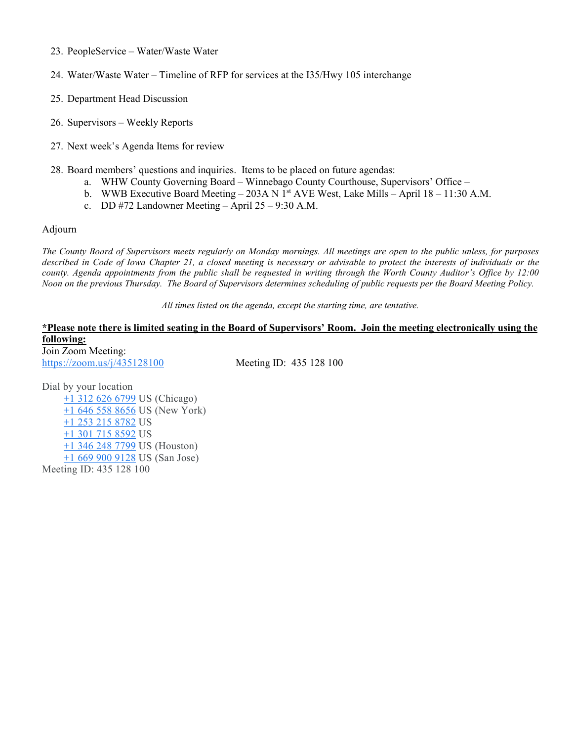23. PeopleService – Water/Waste Water

24. Water/Waste Water – Timeline of RFP for services at the I35/Hwy 105 interchange

25. Department Head Discussion

26. Supervisors – Weekly Reports

27. Next week's Agenda Items for review

28. Board members' questions and inquiries. Items to be placed on future agendas:
    a. WHW County Governing Board – Winnebago County Courthouse, Supervisors' Office –
    b. WWB Executive Board Meeting – 203A N 1st AVE West, Lake Mills – April 18 – 11:30 A.M.
    c. DD #72 Landowner Meeting – April 25 – 9:30 A.M.

Adjourn

*The County Board of Supervisors meets regularly on Monday mornings. All meetings are open to the public unless, for purposes described in Code of Iowa Chapter 21, a closed meeting is necessary or advisable to protect the interests of individuals or the county. Agenda appointments from the public shall be requested in writing through the Worth County Auditor's Office by 12:00 Noon on the previous Thursday. The Board of Supervisors determines scheduling of public requests per the Board Meeting Policy.*

*All times listed on the agenda, except the starting time, are tentative.*

**<u>*Please note there is limited seating in the Board of Supervisors' Room. Join the meeting electronically using the following:</u>**

Join Zoom Meeting:
https://zoom.us/j/435128100 Meeting ID: 435 128 100

Dial by your location
- +1 312 626 6799 US (Chicago)
- +1 646 558 8656 US (New York)
- +1 253 215 8782 US
- +1 301 715 8592 US
- +1 346 248 7799 US (Houston)
- +1 669 900 9128 US (San Jose)

Meeting ID: 435 128 100